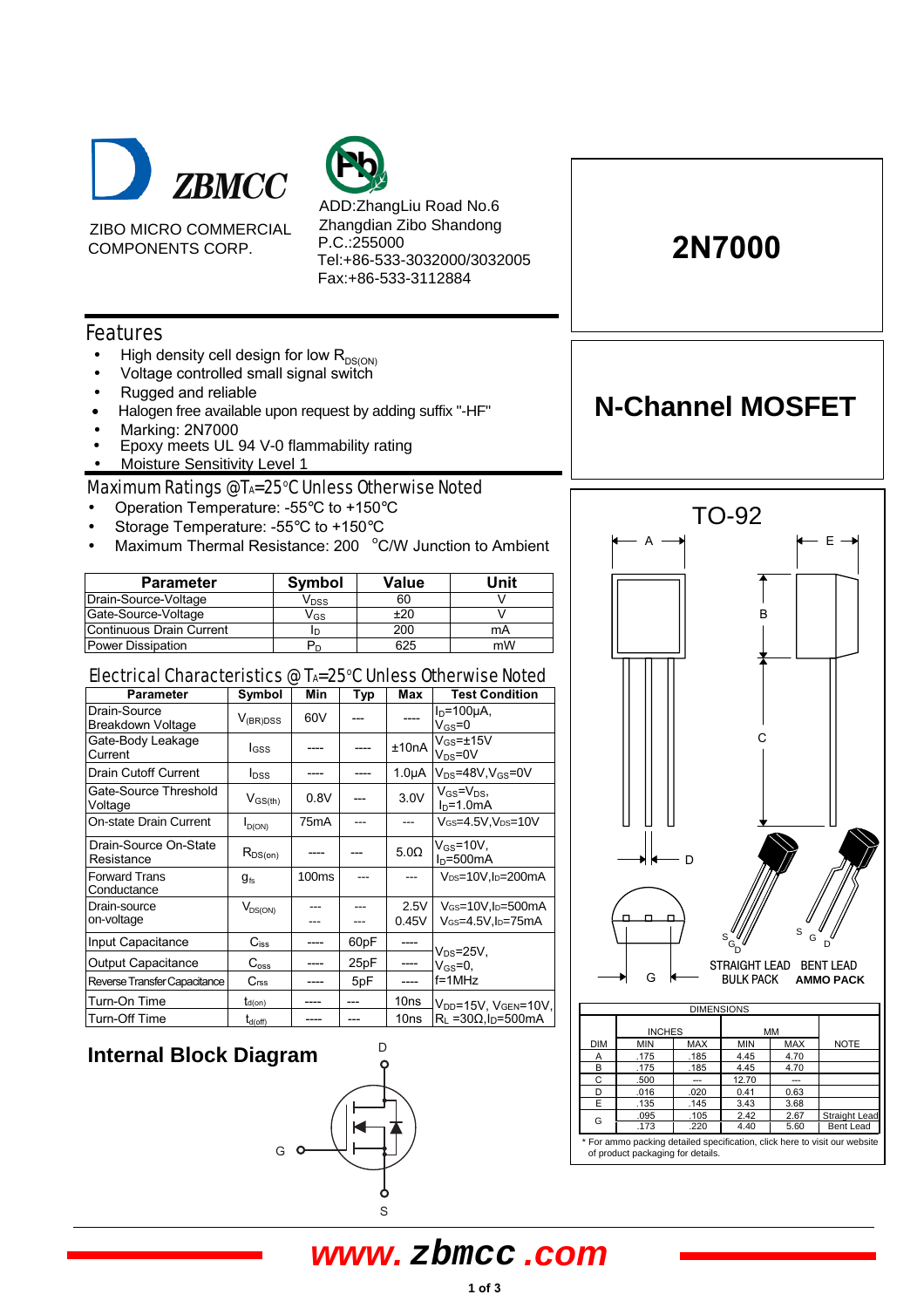ZBMCC

ZIBO MICRO COMMERCIAL COMPONENTS CORP.

ADD:ZhangLiu Road No.6
Zhangdian Zibo Shandong
P.C.:255000
Tel:+86-533-3032000/3032005
Fax:+86-533-3112884

# 2N7000

## N-Channel MOSFET

## Features

- High density cell design for low $R_{DS(ON)}$
- Voltage controlled small signal switch
- Rugged and reliable
- Halogen free available upon request by adding suffix "-HF"
- Marking: 2N7000
- Epoxy meets UL 94 V-0 flammability rating
- Moisture Sensitivity Level 1

## Maximum Ratings @$T_A$=25°C Unless Otherwise Noted

- Operation Temperature: -55°C to +150°C
- Storage Temperature: -55°C to +150°C
- Maximum Thermal Resistance: 200 °C/W Junction to Ambient

| Parameter | Symbol | Value | Unit |
|---|---|---|---|
| Drain-Source-Voltage | $V_{DSS}$ | 60 | V |
| Gate-Source-Voltage | $V_{GS}$ | ±20 | V |
| Continuous Drain Current | $I_D$ | 200 | mA |
| Power Dissipation | $P_D$ | 625 | mW |

## Electrical Characteristics @ $T_A$=25°C Unless Otherwise Noted

| Parameter | Symbol | Min | Typ | Max | Test Condition |
|---|---|---|---|---|---|
| Drain-Source Breakdown Voltage | $V_{(BR)DSS}$ | 60V | --- | ---- | $I_D$=100μA, $V_{GS}$=0 |
| Gate-Body Leakage Current | $I_{GSS}$ | ---- | ---- | ±10nA | $V_{GS}$=±15V $V_{DS}$=0V |
| Drain Cutoff Current | $I_{DSS}$ | ---- | ---- | 1.0μA | $V_{DS}$=48V,$V_{GS}$=0V |
| Gate-Source Threshold Voltage | $V_{GS(th)}$ | 0.8V | --- | 3.0V | $V_{GS}$=$V_{DS}$, $I_D$=1.0mA |
| On-state Drain Current | $I_{D(ON)}$ | 75mA | --- | --- | $V_{GS}$=4.5V,$V_{DS}$=10V |
| Drain-Source On-State Resistance | $R_{DS(on)}$ | ---- | --- | 5.0Ω | $V_{GS}$=10V, $I_D$=500mA |
| Forward Trans Conductance | $g_{fs}$ | 100ms | --- | --- | $V_{DS}$=10V,$I_D$=200mA |
| Drain-source on-voltage | $V_{DS(ON)}$ | --- / --- | --- / --- | 2.5V / 0.45V | $V_{GS}$=10V,$I_D$=500mA / $V_{GS}$=4.5V,$I_D$=75mA |
| Input Capacitance | $C_{iss}$ | ---- | 60pF | ---- | $V_{DS}$=25V, $V_{GS}$=0, f=1MHz |
| Output Capacitance | $C_{oss}$ | ---- | 25pF | ---- | |
| Reverse Transfer Capacitance | $C_{rss}$ | ---- | 5pF | ---- | |
| Turn-On Time | $t_{d(on)}$ | ---- | --- | 10ns | $V_{DD}$=15V, $V_{GEN}$=10V, $R_L$ =30Ω,$I_D$=500mA |
| Turn-Off Time | $t_{d(off)}$ | ---- | --- | 10ns | |

## Internal Block Diagram

D, G, S

## TO-92

STRAIGHT LEAD BULK PACK    BENT LEAD AMMO PACK

| DIMENSIONS | | | | | |
|---|---|---|---|---|---|
| | INCHES | | MM | | |
| DIM | MIN | MAX | MIN | MAX | NOTE |
| A | .175 | .185 | 4.45 | 4.70 | |
| B | .175 | .185 | 4.45 | 4.70 | |
| C | .500 | --- | 12.70 | --- | |
| D | .016 | .020 | 0.41 | 0.63 | |
| E | .135 | .145 | 3.43 | 3.68 | |
| G | .095 | .105 | 2.42 | 2.67 | Straight Lead |
| | .173 | .220 | 4.40 | 5.60 | Bent Lead |

* For ammo packing detailed specification, click here to visit our website of product packaging for details.

www.zbmcc.com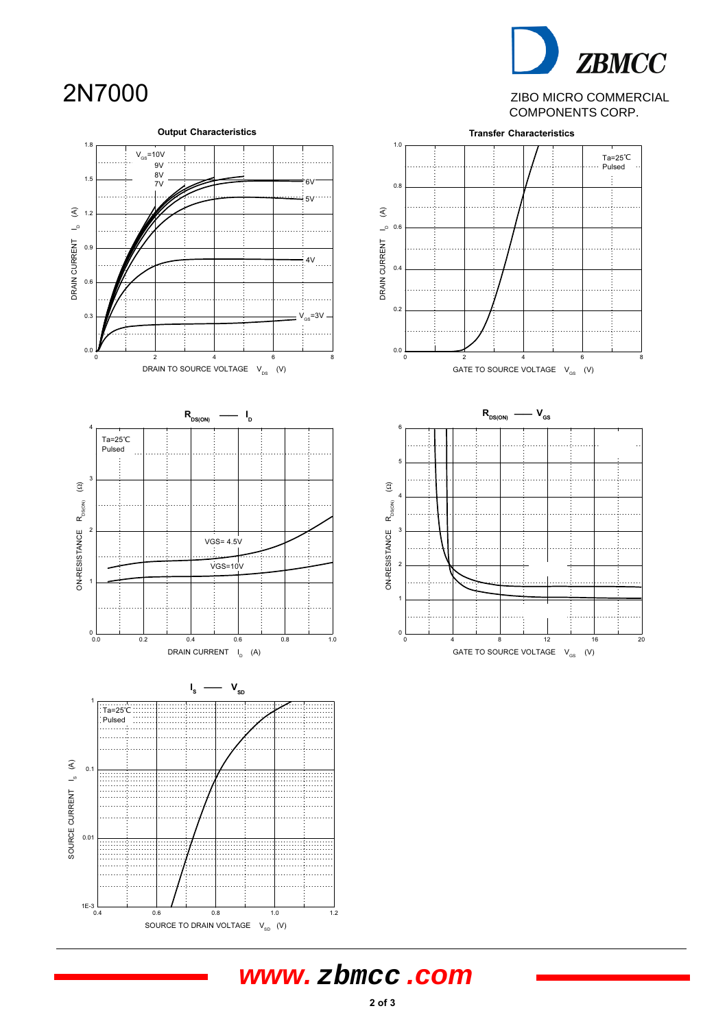# 2N7000

ZIBO MICRO COMMERCIAL COMPONENTS CORP.

**Output Characteristics**

**Transfer Characteristics**

**$R_{DS(ON)}$ —— $I_D$**

**$R_{DS(ON)}$ —— $V_{GS}$**

**$I_S$ —— $V_{SD}$**

www.zbmcc.com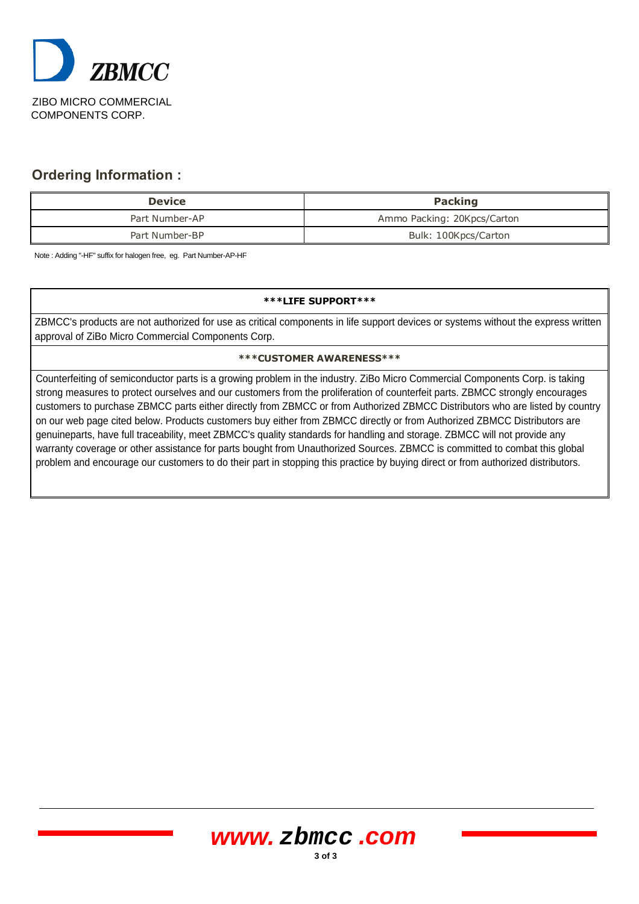ZBMCC

ZIBO MICRO COMMERCIAL COMPONENTS CORP.

## Ordering Information :

| Device | Packing |
|---|---|
| Part Number-AP | Ammo Packing: 20Kpcs/Carton |
| Part Number-BP | Bulk: 100Kpcs/Carton |

Note : Adding "-HF" suffix for halogen free, eg. Part Number-AP-HF

**\*\*\*LIFE SUPPORT\*\*\***

ZBMCC's products are not authorized for use as critical components in life support devices or systems without the express written approval of ZiBo Micro Commercial Components Corp.

**\*\*\*CUSTOMER AWARENESS\*\*\***

Counterfeiting of semiconductor parts is a growing problem in the industry. ZiBo Micro Commercial Components Corp. is taking strong measures to protect ourselves and our customers from the proliferation of counterfeit parts. ZBMCC strongly encourages customers to purchase ZBMCC parts either directly from ZBMCC or from Authorized ZBMCC Distributors who are listed by country on our web page cited below. Products customers buy either from ZBMCC directly or from Authorized ZBMCC Distributors are genuineparts, have full traceability, meet ZBMCC's quality standards for handling and storage. ZBMCC will not provide any warranty coverage or other assistance for parts bought from Unauthorized Sources. ZBMCC is committed to combat this global problem and encourage our customers to do their part in stopping this practice by buying direct or from authorized distributors.

www.zbmcc.com